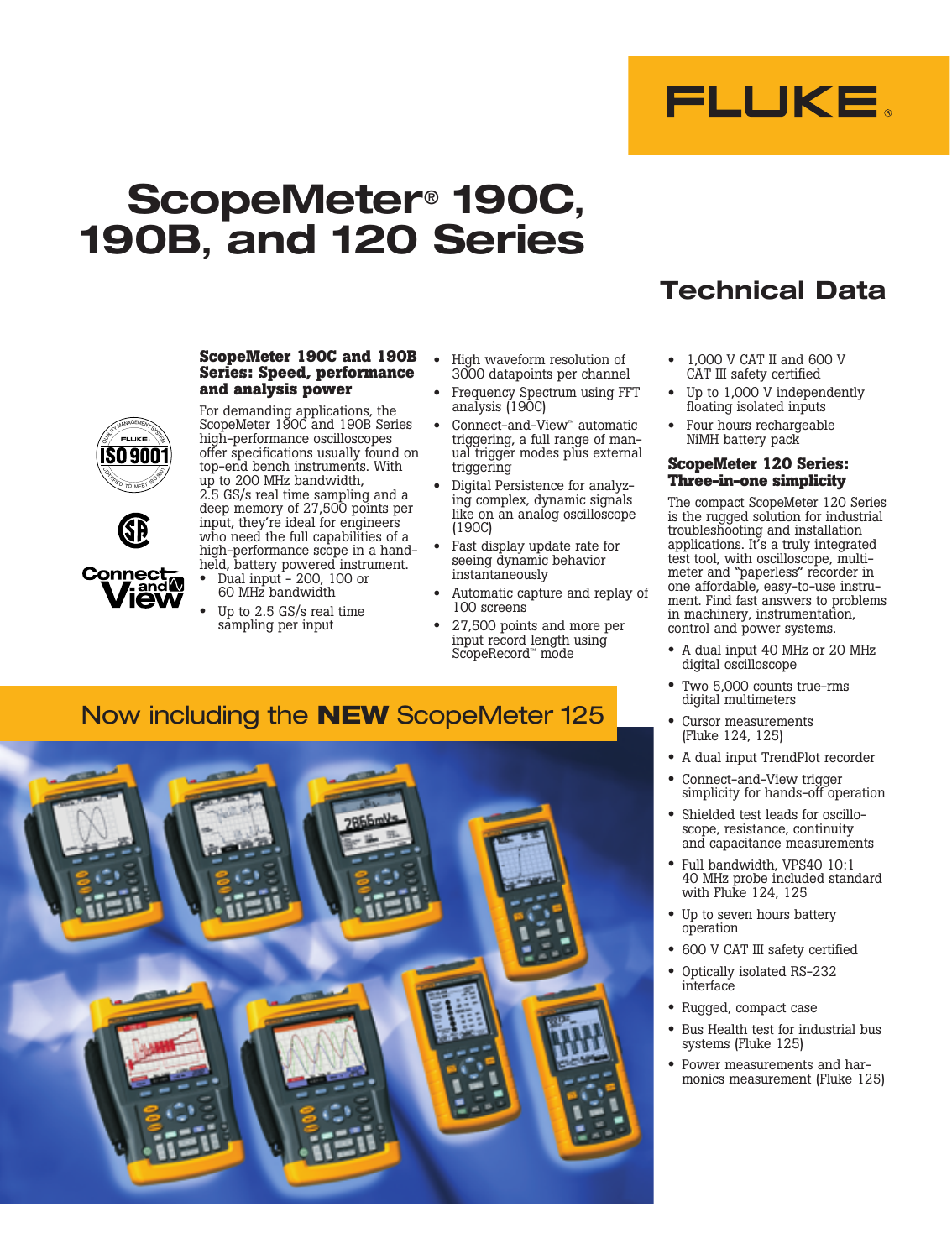FLUKE®

# ScopeMeter® 190C, 190B, and 120 Series

## Technical Data

### ScopeMeter 190C and 190B Series: Speed, performance and analysis power

For demanding applications, the ScopeMeter 190C and 190B Series high-performance oscilloscopes offer specifications usually found on top-end bench instruments. With up to 200 MHz bandwidth, 2.5 GS/s real time sampling and a deep memory of 27,500 points per input, they're ideal for engineers who need the full capabilities of a high-performance scope in a hand-held, battery powered instrument.

- Dual input - 200, 100 or 60 MHz bandwidth
- Up to 2.5 GS/s real time sampling per input
- High waveform resolution of 3000 datapoints per channel
- Frequency Spectrum using FFT analysis (190C)
- Connect-and-View™ automatic triggering, a full range of manual trigger modes plus external triggering
- Digital Persistence for analyzing complex, dynamic signals like on an analog oscilloscope (190C)
- Fast display update rate for seeing dynamic behavior instantaneously
- Automatic capture and replay of 100 screens
- 27,500 points and more per input record length using ScopeRecord™ mode
- 1,000 V CAT II and 600 V CAT III safety certified
- Up to 1,000 V independently floating isolated inputs
- Four hours rechargeable NiMH battery pack

### ScopeMeter 120 Series: Three-in-one simplicity

The compact ScopeMeter 120 Series is the rugged solution for industrial troubleshooting and installation applications. It's a truly integrated test tool, with oscilloscope, multimeter and "paperless" recorder in one affordable, easy-to-use instrument. Find fast answers to problems in machinery, instrumentation, control and power systems.

- A dual input 40 MHz or 20 MHz digital oscilloscope
- Two 5,000 counts true-rms digital multimeters
- Cursor measurements (Fluke 124, 125)
- A dual input TrendPlot recorder
- Connect-and-View trigger simplicity for hands-off operation
- Shielded test leads for oscilloscope, resistance, continuity and capacitance measurements
- Full bandwidth, VPS40 10:1 40 MHz probe included standard with Fluke 124, 125
- Up to seven hours battery operation
- 600 V CAT III safety certified
- Optically isolated RS-232 interface
- Rugged, compact case
- Bus Health test for industrial bus systems (Fluke 125)
- Power measurements and harmonics measurement (Fluke 125)

## Now including the **NEW** ScopeMeter 125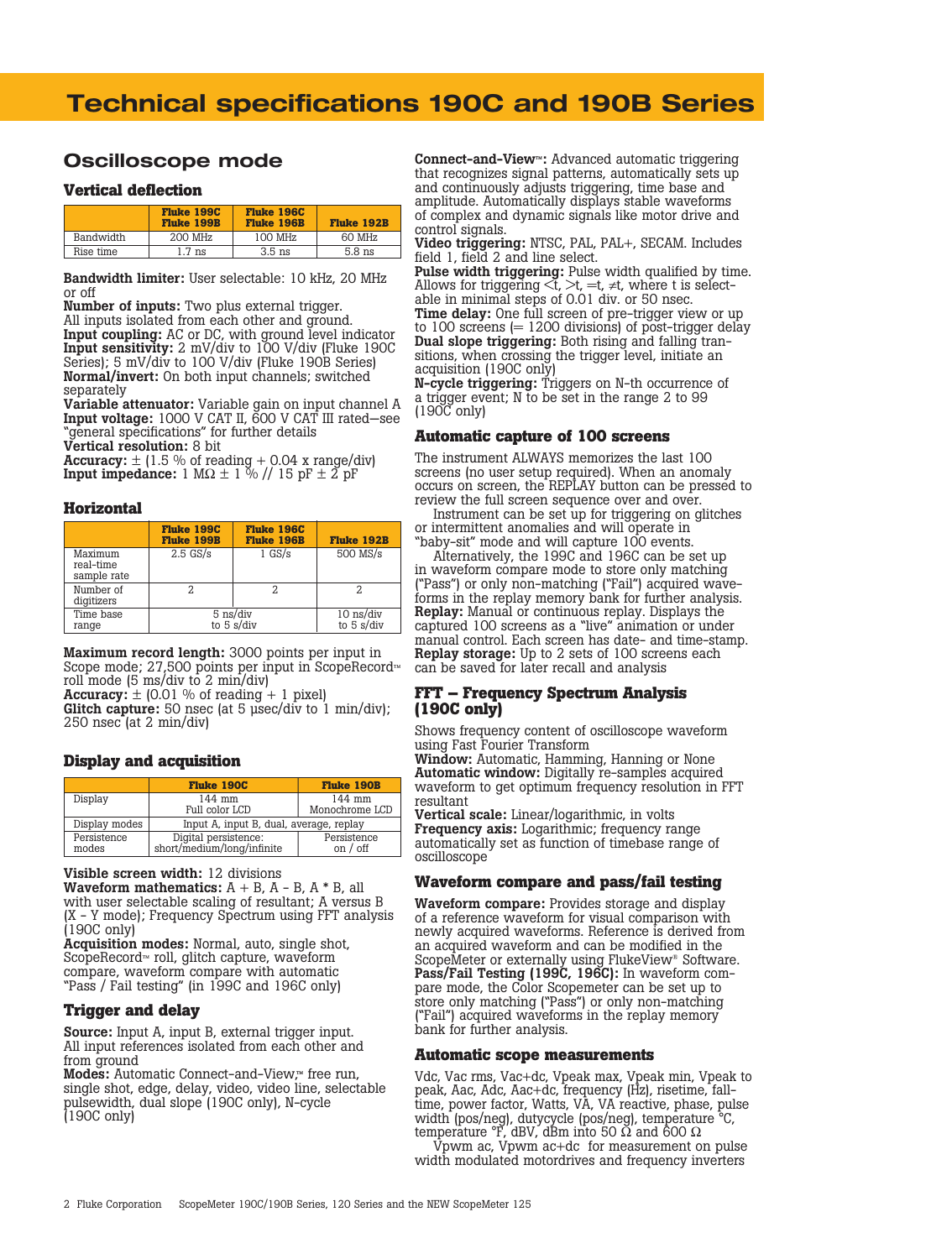# Technical specifications 190C and 190B Series

## Oscilloscope mode

### Vertical deflection

| | Fluke 199C Fluke 199B | Fluke 196C Fluke 196B | Fluke 192B |
|---|---|---|---|
| Bandwidth | 200 MHz | 100 MHz | 60 MHz |
| Rise time | 1.7 ns | 3.5 ns | 5.8 ns |

**Bandwidth limiter:** User selectable: 10 kHz, 20 MHz or off
**Number of inputs:** Two plus external trigger. All inputs isolated from each other and ground.
**Input coupling:** AC or DC, with ground level indicator
**Input sensitivity:** 2 mV/div to 100 V/div (Fluke 190C Series); 5 mV/div to 100 V/div (Fluke 190B Series)
**Normal/invert:** On both input channels; switched separately
**Variable attenuator:** Variable gain on input channel A
**Input voltage:** 1000 V CAT II, 600 V CAT III rated—see "general specifications" for further details
**Vertical resolution:** 8 bit
**Accuracy:** ± (1.5 % of reading + 0.04 x range/div)
**Input impedance:** 1 MΩ ± 1 % // 15 pF ± 2 pF

### Horizontal

| | Fluke 199C Fluke 199B | Fluke 196C Fluke 196B | Fluke 192B |
|---|---|---|---|
| Maximum real-time sample rate | 2.5 GS/s | 1 GS/s | 500 MS/s |
| Number of digitizers | 2 | 2 | 2 |
| Time base range | 5 ns/div to 5 s/div | | 10 ns/div to 5 s/div |

**Maximum record length:** 3000 points per input in Scope mode; 27,500 points per input in ScopeRecord™ roll mode (5 ms/div to 2 min/div)
**Accuracy:** ± (0.01 % of reading + 1 pixel)
**Glitch capture:** 50 nsec (at 5 µsec/div to 1 min/div); 250 nsec (at 2 min/div)

### Display and acquisition

| | Fluke 190C | Fluke 190B |
|---|---|---|
| Display | 144 mm Full color LCD | 144 mm Monochrome LCD |
| Display modes | Input A, input B, dual, average, replay | |
| Persistence modes | Digital persistence: short/medium/long/infinite | Persistence on / off |

**Visible screen width:** 12 divisions
**Waveform mathematics:** A + B, A - B, A * B, all with user selectable scaling of resultant; A versus B (X - Y mode); Frequency Spectrum using FFT analysis (190C only)
**Acquisition modes:** Normal, auto, single shot, ScopeRecord™ roll, glitch capture, waveform compare, waveform compare with automatic "Pass / Fail testing" (in 199C and 196C only)

### Trigger and delay

**Source:** Input A, input B, external trigger input. All input references isolated from each other and from ground
**Modes:** Automatic Connect-and-View,™ free run, single shot, edge, delay, video, video line, selectable pulsewidth, dual slope (190C only), N-cycle (190C only)
**Connect-and-View™:** Advanced automatic triggering that recognizes signal patterns, automatically sets up and continuously adjusts triggering, time base and amplitude. Automatically displays stable waveforms of complex and dynamic signals like motor drive and control signals.
**Video triggering:** NTSC, PAL, PAL+, SECAM. Includes field 1, field 2 and line select.
**Pulse width triggering:** Pulse width qualified by time. Allows for triggering <t, >t, =t, ≠t, where t is selectable in minimal steps of 0.01 div. or 50 nsec.
**Time delay:** One full screen of pre-trigger view or up to 100 screens (= 1200 divisions) of post-trigger delay
**Dual slope triggering:** Both rising and falling transitions, when crossing the trigger level, initiate an acquisition (190C only)
**N-cycle triggering:** Triggers on N-th occurrence of a trigger event; N to be set in the range 2 to 99 (190C only)

### Automatic capture of 100 screens

The instrument ALWAYS memorizes the last 100 screens (no user setup required). When an anomaly occurs on screen, the REPLAY button can be pressed to review the full screen sequence over and over.

Instrument can be set up for triggering on glitches or intermittent anomalies and will operate in "baby-sit" mode and will capture 100 events.

Alternatively, the 199C and 196C can be set up in waveform compare mode to store only matching ("Pass") or only non-matching ("Fail") acquired waveforms in the replay memory bank for further analysis.
**Replay:** Manual or continuous replay. Displays the captured 100 screens as a "live" animation or under manual control. Each screen has date- and time-stamp.
**Replay storage:** Up to 2 sets of 100 screens each can be saved for later recall and analysis

### FFT – Frequency Spectrum Analysis (190C only)

Shows frequency content of oscilloscope waveform using Fast Fourier Transform
**Window:** Automatic, Hamming, Hanning or None
**Automatic window:** Digitally re-samples acquired waveform to get optimum frequency resolution in FFT resultant
**Vertical scale:** Linear/logarithmic, in volts
**Frequency axis:** Logarithmic; frequency range automatically set as function of timebase range of oscilloscope

### Waveform compare and pass/fail testing

**Waveform compare:** Provides storage and display of a reference waveform for visual comparison with newly acquired waveforms. Reference is derived from an acquired waveform and can be modified in the ScopeMeter or externally using FlukeView® Software.
**Pass/Fail Testing (199C, 196C):** In waveform compare mode, the Color Scopemeter can be set up to store only matching ("Pass") or only non-matching ("Fail") acquired waveforms in the replay memory bank for further analysis.

### Automatic scope measurements

Vdc, Vac rms, Vac+dc, Vpeak max, Vpeak min, Vpeak to peak, Aac, Adc, Aac+dc, frequency (Hz), risetime, falltime, power factor, Watts, VA, VA reactive, phase, pulse width (pos/neg), dutycycle (pos/neg), temperature °C, temperature °F, dBV, dBm into 50 Ω and 600 Ω

Vpwm ac, Vpwm ac+dc for measurement on pulse width modulated motordrives and frequency inverters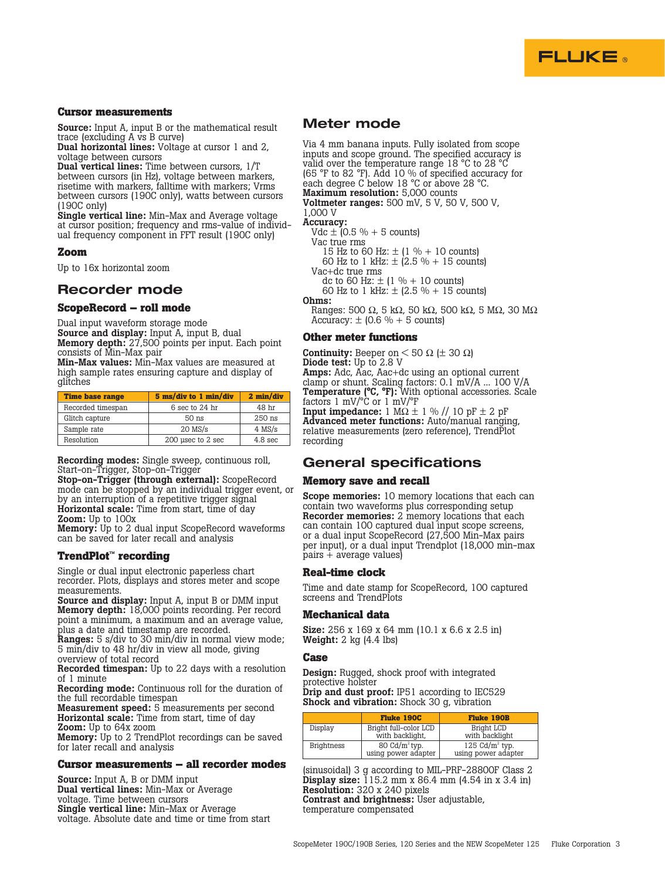### Cursor measurements

**Source:** Input A, input B or the mathematical result trace (excluding A vs B curve)
**Dual horizontal lines:** Voltage at cursor 1 and 2, voltage between cursors
**Dual vertical lines:** Time between cursors, 1/T between cursors (in Hz), voltage between markers, risetime with markers, falltime with markers; Vrms between cursors (190C only), watts between cursors (190C only)
**Single vertical line:** Min-Max and Average voltage at cursor position; frequency and rms-value of individual frequency component in FFT result (190C only)

### Zoom

Up to 16x horizontal zoom

## Recorder mode

### ScopeRecord – roll mode

Dual input waveform storage mode
**Source and display:** Input A, input B, dual
**Memory depth:** 27,500 points per input. Each point consists of Min-Max pair
**Min-Max values:** Min-Max values are measured at high sample rates ensuring capture and display of glitches

| Time base range | 5 ms/div to 1 min/div | 2 min/div |
|---|---|---|
| Recorded timespan | 6 sec to 24 hr | 48 hr |
| Glitch capture | 50 ns | 250 ns |
| Sample rate | 20 MS/s | 4 MS/s |
| Resolution | 200 µsec to 2 sec | 4.8 sec |

**Recording modes:** Single sweep, continuous roll, Start-on-Trigger, Stop-on-Trigger
**Stop-on-Trigger (through external):** ScopeRecord mode can be stopped by an individual trigger event, or by an interruption of a repetitive trigger signal
**Horizontal scale:** Time from start, time of day
**Zoom:** Up to 100x
**Memory:** Up to 2 dual input ScopeRecord waveforms can be saved for later recall and analysis

### TrendPlot™ recording

Single or dual input electronic paperless chart recorder. Plots, displays and stores meter and scope measurements.
**Source and display:** Input A, input B or DMM input
**Memory depth:** 18,000 points recording. Per record point a minimum, a maximum and an average value, plus a date and timestamp are recorded.
**Ranges:** 5 s/div to 30 min/div in normal view mode; 5 min/div to 48 hr/div in view all mode, giving overview of total record
**Recorded timespan:** Up to 22 days with a resolution of 1 minute
**Recording mode:** Continuous roll for the duration of the full recordable timespan
**Measurement speed:** 5 measurements per second
**Horizontal scale:** Time from start, time of day
**Zoom:** Up to 64x zoom
**Memory:** Up to 2 TrendPlot recordings can be saved for later recall and analysis

### Cursor measurements – all recorder modes

**Source:** Input A, B or DMM input
**Dual vertical lines:** Min-Max or Average voltage. Time between cursors
**Single vertical line:** Min-Max or Average voltage. Absolute date and time or time from start

## Meter mode

Via 4 mm banana inputs. Fully isolated from scope inputs and scope ground. The specified accuracy is valid over the temperature range 18 °C to 28 °C (65 °F to 82 °F). Add 10 % of specified accuracy for each degree C below 18 °C or above 28 °C.
**Maximum resolution:** 5,000 counts
**Voltmeter ranges:** 500 mV, 5 V, 50 V, 500 V, 1,000 V
**Accuracy:**
- Vdc ± (0.5 % + 5 counts)
- Vac true rms
  - 15 Hz to 60 Hz: ± (1 % + 10 counts)
  - 60 Hz to 1 kHz: ± (2.5 % + 15 counts)
- Vac+dc true rms
  - dc to 60 Hz: ± (1 % + 10 counts)
  - 60 Hz to 1 kHz: ± (2.5 % + 15 counts)

**Ohms:**
- Ranges: 500 Ω, 5 kΩ, 50 kΩ, 500 kΩ, 5 MΩ, 30 MΩ
- Accuracy: ± (0.6 % + 5 counts)

### Other meter functions

**Continuity:** Beeper on < 50 Ω (± 30 Ω)
**Diode test:** Up to 2.8 V
**Amps:** Adc, Aac, Aac+dc using an optional current clamp or shunt. Scaling factors: 0.1 mV/A ... 100 V/A
**Temperature (°C, °F):** With optional accessories. Scale factors 1 mV/°C or 1 mV/°F
**Input impedance:** 1 MΩ ± 1 % // 10 pF ± 2 pF
**Advanced meter functions:** Auto/manual ranging, relative measurements (zero reference), TrendPlot recording

## General specifications

### Memory save and recall

**Scope memories:** 10 memory locations that each can contain two waveforms plus corresponding setup
**Recorder memories:** 2 memory locations that each can contain 100 captured dual input scope screens, or a dual input ScopeRecord (27,500 Min-Max pairs per input), or a dual input Trendplot (18,000 min-max pairs + average values)

### Real-time clock

Time and date stamp for ScopeRecord, 100 captured screens and TrendPlots

### Mechanical data

**Size:** 256 x 169 x 64 mm (10.1 x 6.6 x 2.5 in)
**Weight:** 2 kg (4.4 lbs)

### Case

**Design:** Rugged, shock proof with integrated protective holster
**Drip and dust proof:** IP51 according to IEC529
**Shock and vibration:** Shock 30 g, vibration (sinusoidal) 3 g according to MIL-PRF-28800F Class 2
**Display size:** 115.2 mm x 86.4 mm (4.54 in x 3.4 in)
**Resolution:** 320 x 240 pixels
**Contrast and brightness:** User adjustable, temperature compensated

| | Fluke 190C | Fluke 190B |
|---|---|---|
| Display | Bright full-color LCD with backlight, | Bright LCD with backlight |
| Brightness | 80 Cd/m² typ. using power adapter | 125 Cd/m² typ. using power adapter |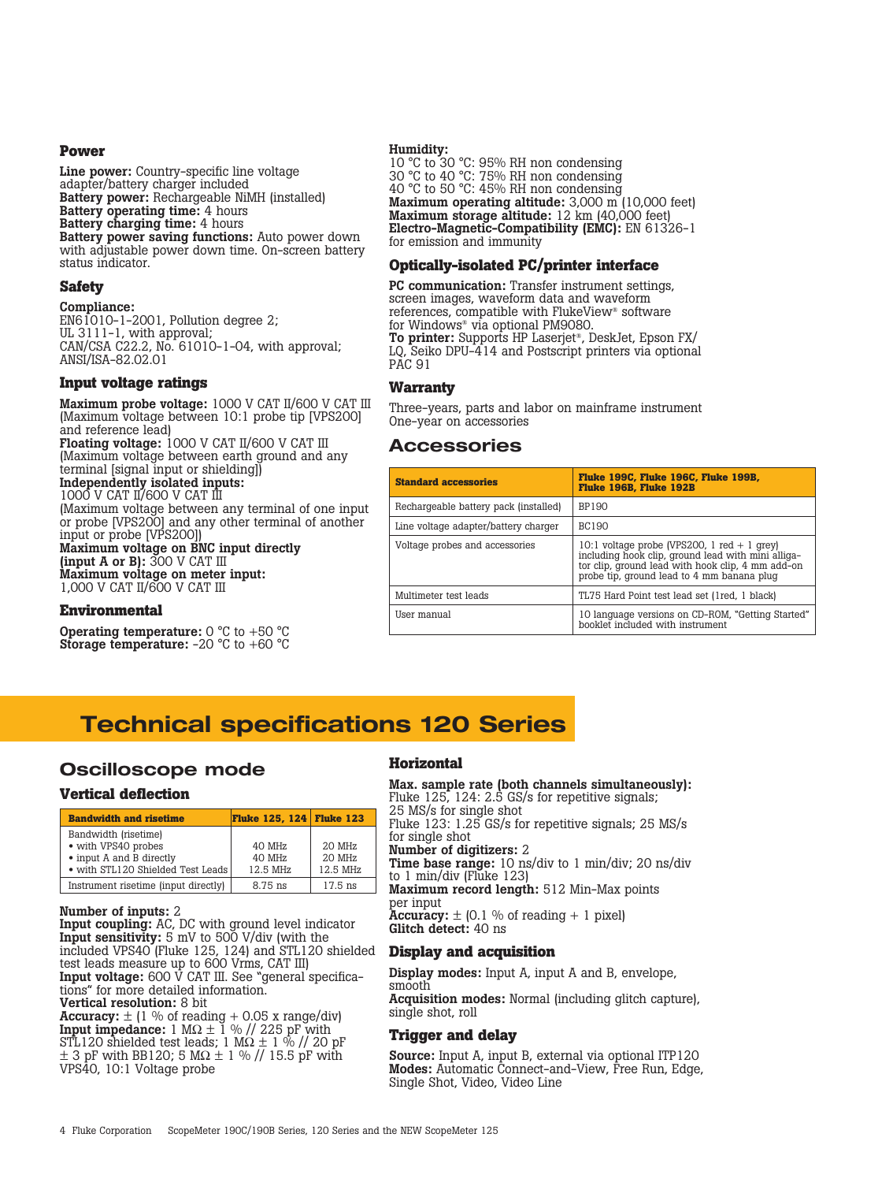### Power

**Line power:** Country-specific line voltage adapter/battery charger included
**Battery power:** Rechargeable NiMH (installed)
**Battery operating time:** 4 hours
**Battery charging time:** 4 hours
**Battery power saving functions:** Auto power down with adjustable power down time. On-screen battery status indicator.

### Safety

**Compliance:**
EN61010-1-2001, Pollution degree 2;
UL 3111-1, with approval;
CAN/CSA C22.2, No. 61010-1-04, with approval;
ANSI/ISA-82.02.01

### Input voltage ratings

**Maximum probe voltage:** 1000 V CAT II/600 V CAT III (Maximum voltage between 10:1 probe tip [VPS200] and reference lead)
**Floating voltage:** 1000 V CAT II/600 V CAT III (Maximum voltage between earth ground and any terminal [signal input or shielding])
**Independently isolated inputs:**
1000 V CAT II/600 V CAT III
(Maximum voltage between any terminal of one input or probe [VPS200] and any other terminal of another input or probe [VPS200])
**Maximum voltage on BNC input directly (input A or B):** 300 V CAT III
**Maximum voltage on meter input:**
1,000 V CAT II/600 V CAT III

### Environmental

**Operating temperature:** 0 °C to +50 °C
**Storage temperature:** -20 °C to +60 °C

**Humidity:**
10 °C to 30 °C: 95% RH non condensing
30 °C to 40 °C: 75% RH non condensing
40 °C to 50 °C: 45% RH non condensing
**Maximum operating altitude:** 3,000 m (10,000 feet)
**Maximum storage altitude:** 12 km (40,000 feet)
**Electro-Magnetic-Compatibility (EMC):** EN 61326-1 for emission and immunity

### Optically-isolated PC/printer interface

**PC communication:** Transfer instrument settings, screen images, waveform data and waveform references, compatible with FlukeView® software for Windows® via optional PM9080.
**To printer:** Supports HP Laserjet®, DeskJet, Epson FX/LQ, Seiko DPU-414 and Postscript printers via optional PAC 91

### Warranty

Three-years, parts and labor on mainframe instrument
One-year on accessories

## Accessories

| Standard accessories | Fluke 199C, Fluke 196C, Fluke 199B, Fluke 196B, Fluke 192B |
|---|---|
| Rechargeable battery pack (installed) | BP190 |
| Line voltage adapter/battery charger | BC190 |
| Voltage probes and accessories | 10:1 voltage probe (VPS200, 1 red + 1 grey) including hook clip, ground lead with mini alligator clip, ground lead with hook clip, 4 mm add-on probe tip, ground lead to 4 mm banana plug |
| Multimeter test leads | TL75 Hard Point test lead set (1red, 1 black) |
| User manual | 10 language versions on CD-ROM, "Getting Started" booklet included with instrument |

# Technical specifications 120 Series

## Oscilloscope mode

### Vertical deflection

| Bandwidth and risetime | Fluke 125, 124 | Fluke 123 |
|---|---|---|
| Bandwidth (risetime) | | |
| • with VPS40 probes | 40 MHz | 20 MHz |
| • input A and B directly | 40 MHz | 20 MHz |
| • with STL120 Shielded Test Leads | 12.5 MHz | 12.5 MHz |
| Instrument risetime (input directly) | 8.75 ns | 17.5 ns |

**Number of inputs:** 2
**Input coupling:** AC, DC with ground level indicator
**Input sensitivity:** 5 mV to 500 V/div (with the included VPS40 (Fluke 125, 124) and STL120 shielded test leads measure up to 600 Vrms, CAT III)
**Input voltage:** 600 V CAT III. See "general specifications" for more detailed information.
**Vertical resolution:** 8 bit
**Accuracy:** ± (1 % of reading + 0.05 x range/div)
**Input impedance:** 1 MΩ ± 1 % // 225 pF with STL120 shielded test leads; 1 MΩ ± 1 % // 20 pF ± 3 pF with BB120; 5 MΩ ± 1 % // 15.5 pF with VPS40, 10:1 Voltage probe

### Horizontal

**Max. sample rate (both channels simultaneously):**
Fluke 125, 124: 2.5 GS/s for repetitive signals; 25 MS/s for single shot
Fluke 123: 1.25 GS/s for repetitive signals; 25 MS/s for single shot
**Number of digitizers:** 2
**Time base range:** 10 ns/div to 1 min/div; 20 ns/div to 1 min/div (Fluke 123)
**Maximum record length:** 512 Min-Max points per input
**Accuracy:** ± (0.1 % of reading + 1 pixel)
**Glitch detect:** 40 ns

### Display and acquisition

**Display modes:** Input A, input A and B, envelope, smooth
**Acquisition modes:** Normal (including glitch capture), single shot, roll

### Trigger and delay

**Source:** Input A, input B, external via optional ITP120
**Modes:** Automatic Connect-and-View, Free Run, Edge, Single Shot, Video, Video Line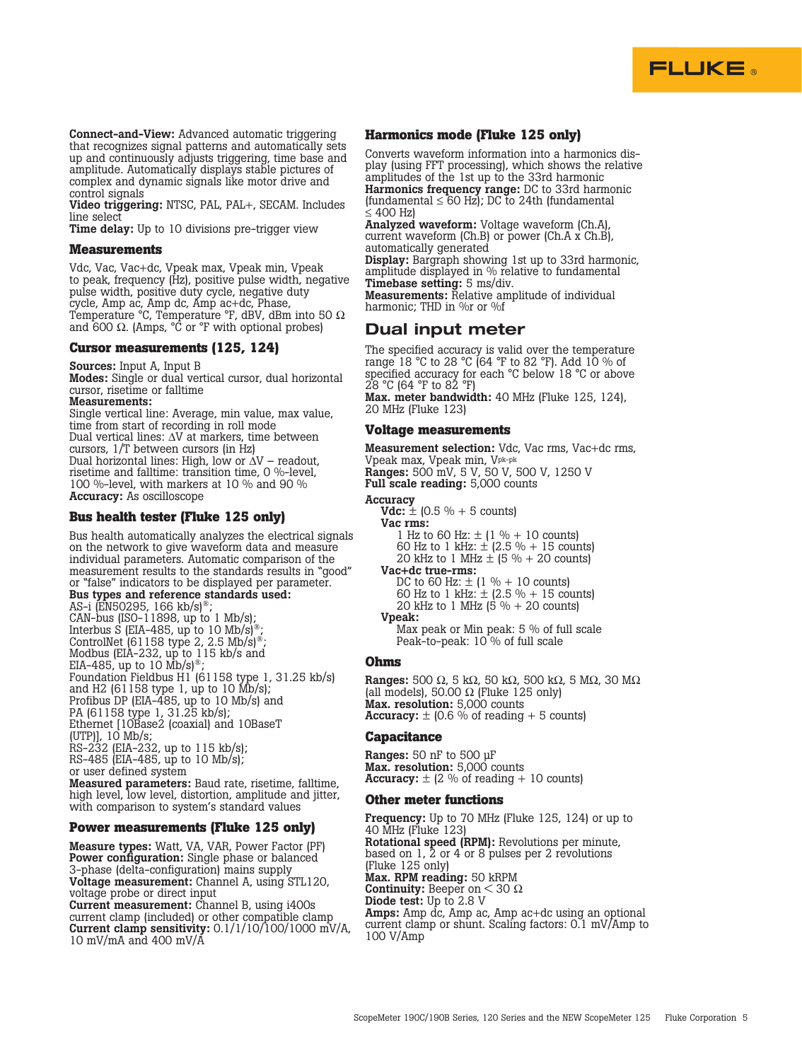**Connect-and-View:** Advanced automatic triggering that recognizes signal patterns and automatically sets up and continuously adjusts triggering, time base and amplitude. Automatically displays stable pictures of complex and dynamic signals like motor drive and control signals
**Video triggering:** NTSC, PAL, PAL+, SECAM. Includes line select
**Time delay:** Up to 10 divisions pre-trigger view

### Measurements

Vdc, Vac, Vac+dc, Vpeak max, Vpeak min, Vpeak to peak, frequency (Hz), positive pulse width, negative pulse width, positive duty cycle, negative duty cycle, Amp ac, Amp dc, Amp ac+dc, Phase, Temperature °C, Temperature °F, dBV, dBm into 50 Ω and 600 Ω. (Amps, °C or °F with optional probes)

### Cursor measurements (125, 124)

**Sources:** Input A, Input B
**Modes:** Single or dual vertical cursor, dual horizontal cursor, risetime or falltime
**Measurements:**
Single vertical line: Average, min value, max value, time from start of recording in roll mode
Dual vertical lines: ΔV at markers, time between cursors, 1/T between cursors (in Hz)
Dual horizontal lines: High, low or ΔV – readout, risetime and falltime: transition time, 0 %-level, 100 %-level, with markers at 10 % and 90 %
**Accuracy:** As oscilloscope

### Bus health tester (Fluke 125 only)

Bus health automatically analyzes the electrical signals on the network to give waveform data and measure individual parameters. Automatic comparison of the measurement results to the standards results in "good" or "false" indicators to be displayed per parameter.
**Bus types and reference standards used:**
AS-i (EN50295, 166 kb/s)®;
CAN-bus (ISO-11898, up to 1 Mb/s);
Interbus S (EIA-485, up to 10 Mb/s)®;
ControlNet (61158 type 2, 2.5 Mb/s)®;
Modbus (EIA-232, up to 115 kb/s and EIA-485, up to 10 Mb/s)®;
Foundation Fieldbus H1 (61158 type 1, 31.25 kb/s) and H2 (61158 type 1, up to 10 Mb/s);
Profibus DP (EIA-485, up to 10 Mb/s) and PA (61158 type 1, 31.25 kb/s);
Ethernet [10Base2 (coaxial) and 10BaseT (UTP)], 10 Mb/s;
RS-232 (EIA-232, up to 115 kb/s);
RS-485 (EIA-485, up to 10 Mb/s);
or user defined system
**Measured parameters:** Baud rate, risetime, falltime, high level, low level, distortion, amplitude and jitter, with comparison to system's standard values

### Power measurements (Fluke 125 only)

**Measure types:** Watt, VA, VAR, Power Factor (PF)
**Power configuration:** Single phase or balanced 3-phase (delta-configuration) mains supply
**Voltage measurement:** Channel A, using STL120, voltage probe or direct input
**Current measurement:** Channel B, using i400s current clamp (included) or other compatible clamp
**Current clamp sensitivity:** 0.1/1/10/100/1000 mV/A, 10 mV/mA and 400 mV/A

### Harmonics mode (Fluke 125 only)

Converts waveform information into a harmonics display (using FFT processing), which shows the relative amplitudes of the 1st up to the 33rd harmonic
**Harmonics frequency range:** DC to 33rd harmonic (fundamental ≤ 60 Hz); DC to 24th (fundamental ≤ 400 Hz)
**Analyzed waveform:** Voltage waveform (Ch.A), current waveform (Ch.B) or power (Ch.A x Ch.B), automatically generated
**Display:** Bargraph showing 1st up to 33rd harmonic, amplitude displayed in % relative to fundamental
**Timebase setting:** 5 ms/div.
**Measurements:** Relative amplitude of individual harmonic; THD in %r or %f

## Dual input meter

The specified accuracy is valid over the temperature range 18 °C to 28 °C (64 °F to 82 °F). Add 10 % of specified accuracy for each °C below 18 °C or above 28 °C (64 °F to 82 °F)
**Max. meter bandwidth:** 40 MHz (Fluke 125, 124), 20 MHz (Fluke 123)

### Voltage measurements

**Measurement selection:** Vdc, Vac rms, Vac+dc rms, Vpeak max, Vpeak min, $V_{pk\text{-}pk}$
**Ranges:** 500 mV, 5 V, 50 V, 500 V, 1250 V
**Full scale reading:** 5,000 counts

**Accuracy**
- **Vdc:** ± (0.5 % + 5 counts)
- **Vac rms:**
  - 1 Hz to 60 Hz: ± (1 % + 10 counts)
  - 60 Hz to 1 kHz: ± (2.5 % + 15 counts)
  - 20 kHz to 1 MHz ± (5 % + 20 counts)
- **Vac+dc true-rms:**
  - DC to 60 Hz: ± (1 % + 10 counts)
  - 60 Hz to 1 kHz: ± (2.5 % + 15 counts)
  - 20 kHz to 1 MHz (5 % + 20 counts)
- **Vpeak:**
  - Max peak or Min peak: 5 % of full scale
  - Peak-to-peak: 10 % of full scale

### Ohms

**Ranges:** 500 Ω, 5 kΩ, 50 kΩ, 500 kΩ, 5 MΩ, 30 MΩ (all models), 50.00 Ω (Fluke 125 only)
**Max. resolution:** 5,000 counts
**Accuracy:** ± (0.6 % of reading + 5 counts)

### Capacitance

**Ranges:** 50 nF to 500 µF
**Max. resolution:** 5,000 counts
**Accuracy:** ± (2 % of reading + 10 counts)

### Other meter functions

**Frequency:** Up to 70 MHz (Fluke 125, 124) or up to 40 MHz (Fluke 123)
**Rotational speed (RPM):** Revolutions per minute, based on 1, 2 or 4 or 8 pulses per 2 revolutions (Fluke 125 only)
**Max. RPM reading:** 50 kRPM
**Continuity:** Beeper on < 30 Ω
**Diode test:** Up to 2.8 V
**Amps:** Amp dc, Amp ac, Amp ac+dc using an optional current clamp or shunt. Scaling factors: 0.1 mV/Amp to 100 V/Amp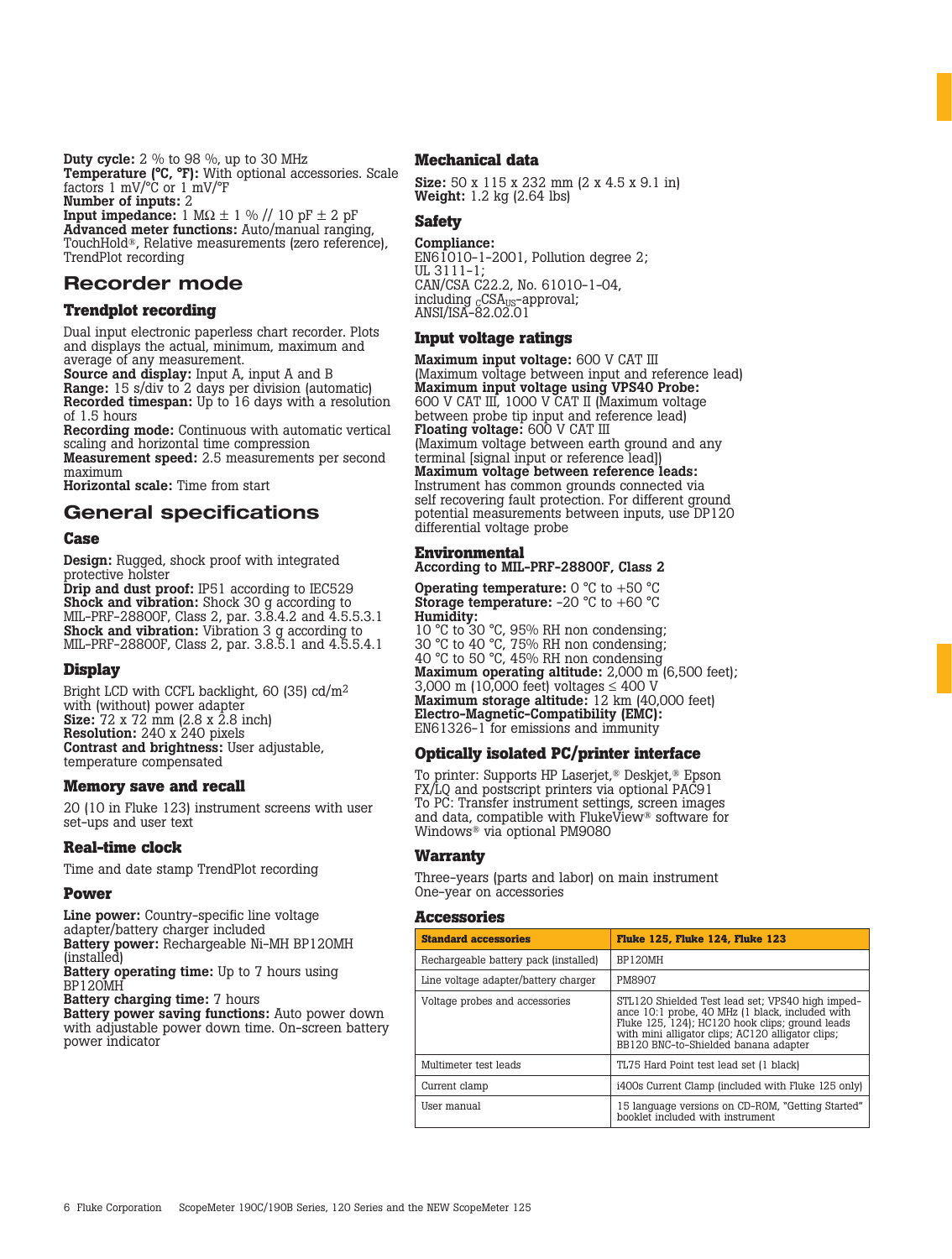**Duty cycle:** 2 % to 98 %, up to 30 MHz
**Temperature (°C, °F):** With optional accessories. Scale factors 1 mV/°C or 1 mV/°F
**Number of inputs:** 2
**Input impedance:** 1 MΩ ± 1 % // 10 pF ± 2 pF
**Advanced meter functions:** Auto/manual ranging, TouchHold®, Relative measurements (zero reference), TrendPlot recording

## Recorder mode

### Trendplot recording

Dual input electronic paperless chart recorder. Plots and displays the actual, minimum, maximum and average of any measurement.
**Source and display:** Input A, input A and B
**Range:** 15 s/div to 2 days per division (automatic)
**Recorded timespan:** Up to 16 days with a resolution of 1.5 hours
**Recording mode:** Continuous with automatic vertical scaling and horizontal time compression
**Measurement speed:** 2.5 measurements per second maximum
**Horizontal scale:** Time from start

## General specifications

### Case

**Design:** Rugged, shock proof with integrated protective holster
**Drip and dust proof:** IP51 according to IEC529
**Shock and vibration:** Shock 30 g according to MIL-PRF-28800F, Class 2, par. 3.8.4.2 and 4.5.5.3.1
**Shock and vibration:** Vibration 3 g according to MIL-PRF-28800F, Class 2, par. 3.8.5.1 and 4.5.5.4.1

### Display

Bright LCD with CCFL backlight, 60 (35) cd/m$^2$ with (without) power adapter
**Size:** 72 x 72 mm (2.8 x 2.8 inch)
**Resolution:** 240 x 240 pixels
**Contrast and brightness:** User adjustable, temperature compensated

### Memory save and recall

20 (10 in Fluke 123) instrument screens with user set-ups and user text

### Real-time clock

Time and date stamp TrendPlot recording

### Power

**Line power:** Country-specific line voltage adapter/battery charger included
**Battery power:** Rechargeable Ni-MH BP120MH (installed)
**Battery operating time:** Up to 7 hours using BP120MH
**Battery charging time:** 7 hours
**Battery power saving functions:** Auto power down with adjustable power down time. On-screen battery power indicator

### Mechanical data

**Size:** 50 x 115 x 232 mm (2 x 4.5 x 9.1 in)
**Weight:** 1.2 kg (2.64 lbs)

### Safety

**Compliance:**
EN61010-1-2001, Pollution degree 2;
UL 3111-1;
CAN/CSA C22.2, No. 61010-1-04,
including $_{C}$CSA$_{US}$-approval;
ANSI/ISA-82.02.01

### Input voltage ratings

**Maximum input voltage:** 600 V CAT III
(Maximum voltage between input and reference lead)
**Maximum input voltage using VPS40 Probe:**
600 V CAT III, 1000 V CAT II (Maximum voltage between probe tip input and reference lead)
**Floating voltage:** 600 V CAT III
(Maximum voltage between earth ground and any terminal [signal input or reference lead])
**Maximum voltage between reference leads:**
Instrument has common grounds connected via self recovering fault protection. For different ground potential measurements between inputs, use DP120 differential voltage probe

### Environmental
**According to MIL-PRF-28800F, Class 2**

**Operating temperature:** 0 °C to +50 °C
**Storage temperature:** -20 °C to +60 °C
**Humidity:**
10 °C to 30 °C, 95% RH non condensing;
30 °C to 40 °C, 75% RH non condensing;
40 °C to 50 °C, 45% RH non condensing
**Maximum operating altitude:** 2,000 m (6,500 feet);
3,000 m (10,000 feet) voltages ≤ 400 V
**Maximum storage altitude:** 12 km (40,000 feet)
**Electro-Magnetic-Compatibility (EMC):**
EN61326-1 for emissions and immunity

### Optically isolated PC/printer interface

To printer: Supports HP Laserjet,® Deskjet,® Epson FX/LQ and postscript printers via optional PAC91
To PC: Transfer instrument settings, screen images and data, compatible with FlukeView® software for Windows® via optional PM9080

### Warranty

Three-years (parts and labor) on main instrument
One-year on accessories

### Accessories

| Standard accessories | Fluke 125, Fluke 124, Fluke 123 |
|---|---|
| Rechargeable battery pack (installed) | BP120MH |
| Line voltage adapter/battery charger | PM8907 |
| Voltage probes and accessories | STL120 Shielded Test lead set; VPS40 high impedance 10:1 probe, 40 MHz (1 black, included with Fluke 125, 124); HC120 hook clips; ground leads with mini alligator clips; AC120 alligator clips; BB120 BNC-to-Shielded banana adapter |
| Multimeter test leads | TL75 Hard Point test lead set (1 black) |
| Current clamp | i400s Current Clamp (included with Fluke 125 only) |
| User manual | 15 language versions on CD-ROM, "Getting Started" booklet included with instrument |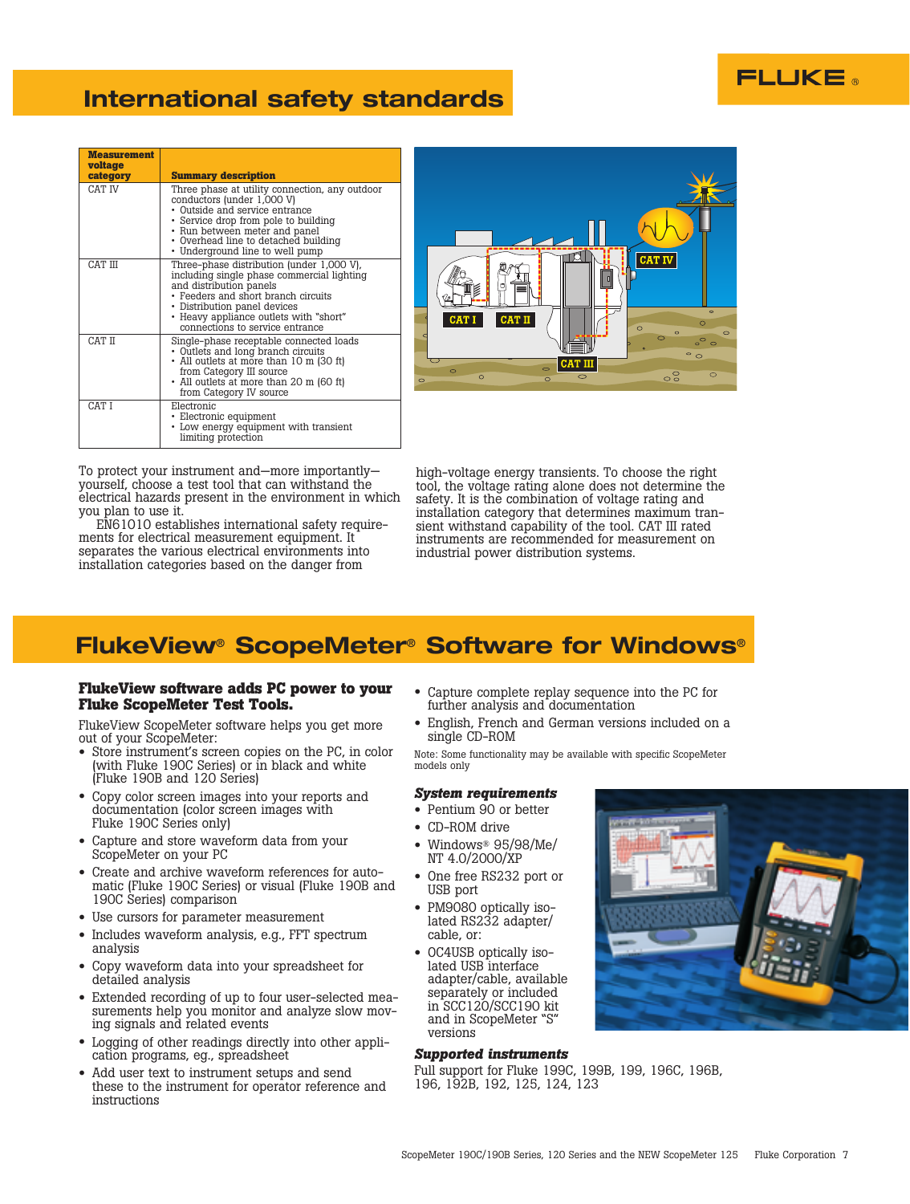## International safety standards

| Measurement voltage category | Summary description |
|---|---|
| CAT IV | Three phase at utility connection, any outdoor conductors (under 1,000 V)<br>• Outside and service entrance<br>• Service drop from pole to building<br>• Run between meter and panel<br>• Overhead line to detached building<br>• Underground line to well pump |
| CAT III | Three-phase distribution (under 1,000 V), including single phase commercial lighting and distribution panels<br>• Feeders and short branch circuits<br>• Distribution panel devices<br>• Heavy appliance outlets with "short" connections to service entrance |
| CAT II | Single-phase receptable connected loads<br>• Outlets and long branch circuits<br>• All outlets at more than 10 m (30 ft) from Category III source<br>• All outlets at more than 20 m (60 ft) from Category IV source |
| CAT I | Electronic<br>• Electronic equipment<br>• Low energy equipment with transient limiting protection |

To protect your instrument and—more importantly—yourself, choose a test tool that can withstand the electrical hazards present in the environment in which you plan to use it.

EN61010 establishes international safety requirements for electrical measurement equipment. It separates the various electrical environments into installation categories based on the danger from high-voltage energy transients. To choose the right tool, the voltage rating alone does not determine the safety. It is the combination of voltage rating and installation category that determines maximum transient withstand capability of the tool. CAT III rated instruments are recommended for measurement on industrial power distribution systems.

## FlukeView® ScopeMeter® Software for Windows®

**FlukeView software adds PC power to your Fluke ScopeMeter Test Tools.**

FlukeView ScopeMeter software helps you get more out of your ScopeMeter:

- Store instrument's screen copies on the PC, in color (with Fluke 190C Series) or in black and white (Fluke 190B and 120 Series)
- Copy color screen images into your reports and documentation (color screen images with Fluke 190C Series only)
- Capture and store waveform data from your ScopeMeter on your PC
- Create and archive waveform references for automatic (Fluke 190C Series) or visual (Fluke 190B and 190C Series) comparison
- Use cursors for parameter measurement
- Includes waveform analysis, e.g., FFT spectrum analysis
- Copy waveform data into your spreadsheet for detailed analysis
- Extended recording of up to four user-selected measurements help you monitor and analyze slow moving signals and related events
- Logging of other readings directly into other application programs, eg., spreadsheet
- Add user text to instrument setups and send these to the instrument for operator reference and instructions
- Capture complete replay sequence into the PC for further analysis and documentation
- English, French and German versions included on a single CD-ROM

Note: Some functionality may be available with specific ScopeMeter models only

### *System requirements*

- Pentium 90 or better
- CD-ROM drive
- Windows® 95/98/Me/NT 4.0/2000/XP
- One free RS232 port or USB port
- PM9080 optically isolated RS232 adapter/cable, or:
- OC4USB optically isolated USB interface adapter/cable, available separately or included in SCC120/SCC190 kit and in ScopeMeter "S" versions

### *Supported instruments*

Full support for Fluke 199C, 199B, 199, 196C, 196B, 196, 192B, 192, 125, 124, 123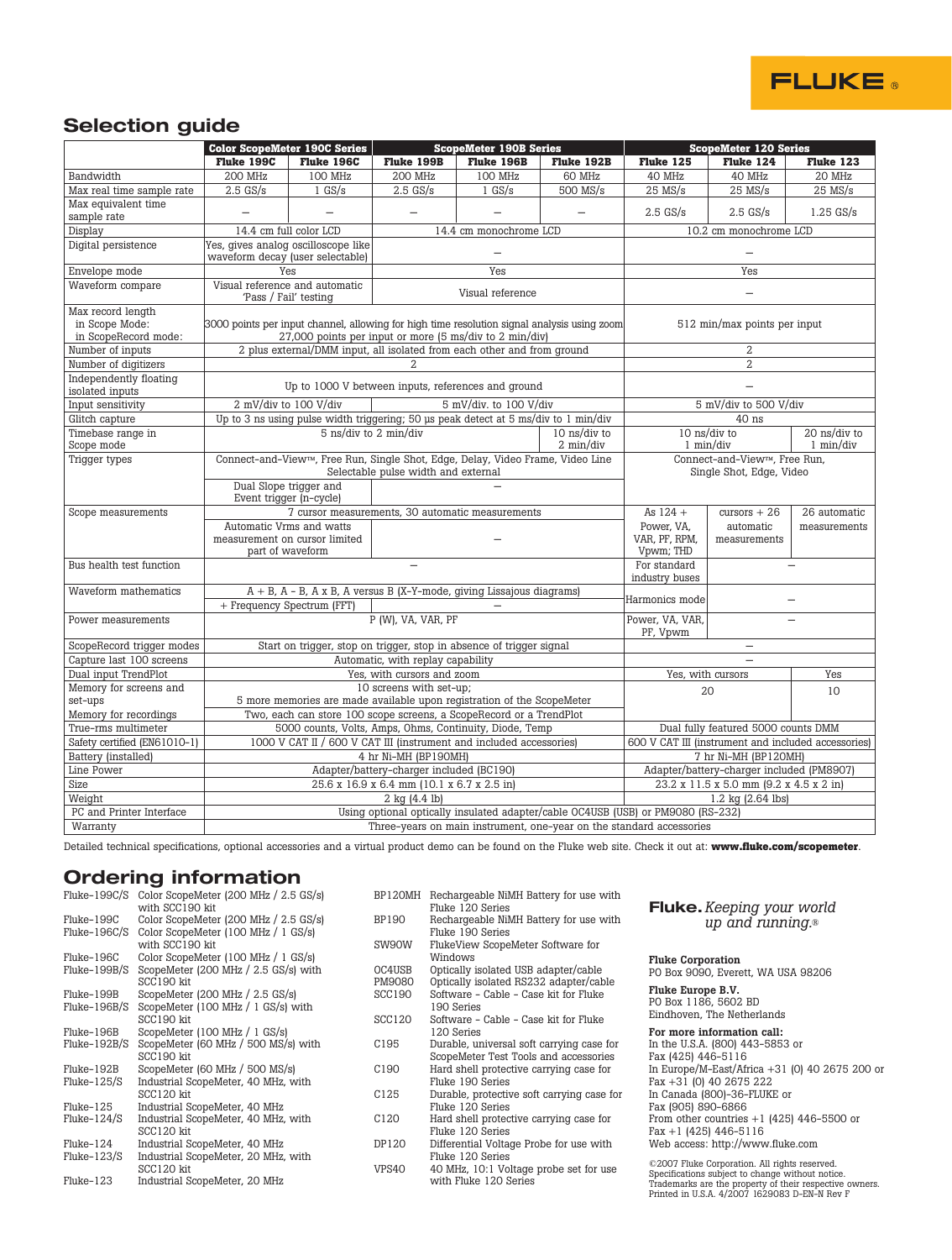## Selection guide

| | Color ScopeMeter 190C Series | | ScopeMeter 190B Series | | | ScopeMeter 120 Series | | |
|---|---|---|---|---|---|---|---|---|
| | Fluke 199C | Fluke 196C | Fluke 199B | Fluke 196B | Fluke 192B | Fluke 125 | Fluke 124 | Fluke 123 |
| Bandwidth | 200 MHz | 100 MHz | 200 MHz | 100 MHz | 60 MHz | 40 MHz | 40 MHz | 20 MHz |
| Max real time sample rate | 2.5 GS/s | 1 GS/s | 2.5 GS/s | 1 GS/s | 500 MS/s | 25 MS/s | 25 MS/s | 25 MS/s |
| Max equivalent time sample rate | – | – | – | – | – | 2.5 GS/s | 2.5 GS/s | 1.25 GS/s |
| Display | 14.4 cm full color LCD | | 14.4 cm monochrome LCD | | | 10.2 cm monochrome LCD | | |
| Digital persistence | Yes, gives analog oscilloscope like waveform decay (user selectable) | | – | | | – | | |
| Envelope mode | Yes | | Yes | | | Yes | | |
| Waveform compare | Visual reference and automatic 'Pass / Fail' testing | | Visual reference | | | – | | |
| Max record length in Scope Mode: in ScopeRecord mode: | 3000 points per input channel, allowing for high time resolution signal analysis using zoom 27,000 points per input or more (5 ms/div to 2 min/div) | | | | | 512 min/max points per input | | |
| Number of inputs | 2 plus external/DMM input, all isolated from each other and from ground | | | | | 2 | | |
| Number of digitizers | 2 | | | | | 2 | | |
| Independently floating isolated inputs | Up to 1000 V between inputs, references and ground | | | | | – | | |
| Input sensitivity | 2 mV/div to 100 V/div | | 5 mV/div. to 100 V/div | | | 5 mV/div to 500 V/div | | |
| Glitch capture | Up to 3 ns using pulse width triggering; 50 µs peak detect at 5 ms/div to 1 min/div | | | | | 40 ns | | |
| Timebase range in Scope mode | 5 ns/div to 2 min/div | | | | 10 ns/div to 2 min/div | 10 ns/div to 1 min/div | | 20 ns/div to 1 min/div |
| Trigger types | Connect-and-View™, Free Run, Single Shot, Edge, Delay, Video Frame, Video Line Selectable pulse width and external | | | | | Connect-and-View™, Free Run, Single Shot, Edge, Video | | |
| | Dual Slope trigger and Event trigger (n-cycle) | | – | | | | | |
| Scope measurements | 7 cursor measurements, 30 automatic measurements | | | | | As 124 + | cursors + 26 | 26 automatic |
| | Automatic Vrms and watts measurement on cursor limited part of waveform | | – | | | Power, VA, VAR, PF, RPM, Vpwm; THD | automatic measurements | measurements |
| Bus health test function | – | | | | | For standard industry buses | – | |
| Waveform mathematics | A + B, A - B, A x B, A versus B (X-Y-mode, giving Lissajous diagrams) | | | | | Harmonics mode | – | |
| | + Frequency Spectrum (FFT) | | – | | | | | |
| Power measurements | P (W), VA, VAR, PF | | | | | Power, VA, VAR, PF, Vpwm | – | |
| ScopeRecord trigger modes | Start on trigger, stop on trigger, stop in absence of trigger signal | | | | | – | | |
| Capture last 100 screens | Automatic, with replay capability | | | | | – | | |
| Dual input TrendPlot | Yes, with cursors and zoom | | | | | Yes, with cursors | | Yes |
| Memory for screens and set-ups | 10 screens with set-up; 5 more memories are made available upon registration of the ScopeMeter | | | | | 20 | | 10 |
| Memory for recordings | Two, each can store 100 scope screens, a ScopeRecord or a TrendPlot | | | | | | | |
| True-rms multimeter | 5000 counts, Volts, Amps, Ohms, Continuity, Diode, Temp | | | | | Dual fully featured 5000 counts DMM | | |
| Safety certified (EN61010-1) | 1000 V CAT II / 600 V CAT III (instrument and included accessories) | | | | | 600 V CAT III (instrument and included accessories) | | |
| Battery (installed) | 4 hr Ni-MH (BP190MH) | | | | | 7 hr Ni-MH (BP120MH) | | |
| Line Power | Adapter/battery-charger included (BC190) | | | | | Adapter/battery-charger included (PM8907) | | |
| Size | 25.6 x 16.9 x 6.4 mm (10.1 x 6.7 x 2.5 in) | | | | | 23.2 x 11.5 x 5.0 mm (9.2 x 4.5 x 2 in) | | |
| Weight | 2 kg (4.4 lb) | | | | | 1.2 kg (2.64 lbs) | | |
| PC and Printer Interface | Using optional optically insulated adapter/cable OC4USB (USB) or PM9080 (RS-232) | | | | | | | |
| Warranty | Three-years on main instrument, one-year on the standard accessories | | | | | | | |

Detailed technical specifications, optional accessories and a virtual product demo can be found on the Fluke web site. Check it out at: **www.fluke.com/scopemeter**.

## Ordering information

| | |
|---|---|
| Fluke-199C/S | Color ScopeMeter (200 MHz / 2.5 GS/s) with SCC190 kit |
| Fluke-199C | Color ScopeMeter (200 MHz / 2.5 GS/s) |
| Fluke-196C/S | Color ScopeMeter (100 MHz / 1 GS/s) with SCC190 kit |
| Fluke-196C | Color ScopeMeter (100 MHz / 1 GS/s) |
| Fluke-199B/S | ScopeMeter (200 MHz / 2.5 GS/s) with SCC190 kit |
| Fluke-199B | ScopeMeter (200 MHz / 2.5 GS/s) |
| Fluke-196B/S | ScopeMeter (100 MHz / 1 GS/s) with SCC190 kit |
| Fluke-196B | ScopeMeter (100 MHz / 1 GS/s) |
| Fluke-192B/S | ScopeMeter (60 MHz / 500 MS/s) with SCC190 kit |
| Fluke-192B | ScopeMeter (60 MHz / 500 MS/s) |
| Fluke-125/S | Industrial ScopeMeter, 40 MHz, with SCC120 kit |
| Fluke-125 | Industrial ScopeMeter, 40 MHz |
| Fluke-124/S | Industrial ScopeMeter, 40 MHz, with SCC120 kit |
| Fluke-124 | Industrial ScopeMeter, 40 MHz |
| Fluke-123/S | Industrial ScopeMeter, 20 MHz, with SCC120 kit |
| Fluke-123 | Industrial ScopeMeter, 20 MHz |

| | |
|---|---|
| BP120MH | Rechargeable NiMH Battery for use with Fluke 120 Series |
| BP190 | Rechargeable NiMH Battery for use with Fluke 190 Series |
| SW90W | FlukeView ScopeMeter Software for Windows |
| OC4USB | Optically isolated USB adapter/cable |
| PM9080 | Optically isolated RS232 adapter/cable |
| SCC190 | Software - Cable - Case kit for Fluke 190 Series |
| SCC120 | Software - Cable - Case kit for Fluke 120 Series |
| C195 | Durable, universal soft carrying case for ScopeMeter Test Tools and accessories |
| C190 | Hard shell protective carrying case for Fluke 190 Series |
| C125 | Durable, protective soft carrying case for Fluke 120 Series |
| C120 | Hard shell protective carrying case for Fluke 120 Series |
| DP120 | Differential Voltage Probe for use with Fluke 120 Series |
| VPS40 | 40 MHz, 10:1 Voltage probe set for use with Fluke 120 Series |

**Fluke.** *Keeping your world up and running.®*

**Fluke Corporation**
PO Box 9090, Everett, WA USA 98206

**Fluke Europe B.V.**
PO Box 1186, 5602 BD
Eindhoven, The Netherlands

**For more information call:**
In the U.S.A. (800) 443-5853 or
Fax (425) 446-5116
In Europe/M-East/Africa +31 (0) 40 2675 200 or
Fax +31 (0) 40 2675 222
In Canada (800)-36-FLUKE or
Fax (905) 890-6866
From other countries +1 (425) 446-5500 or
Fax +1 (425) 446-5116
Web access: http://www.fluke.com

©2007 Fluke Corporation. All rights reserved.
Specifications subject to change without notice.
Trademarks are the property of their respective owners.
Printed in U.S.A. 4/2007 1629083 D-EN-N Rev F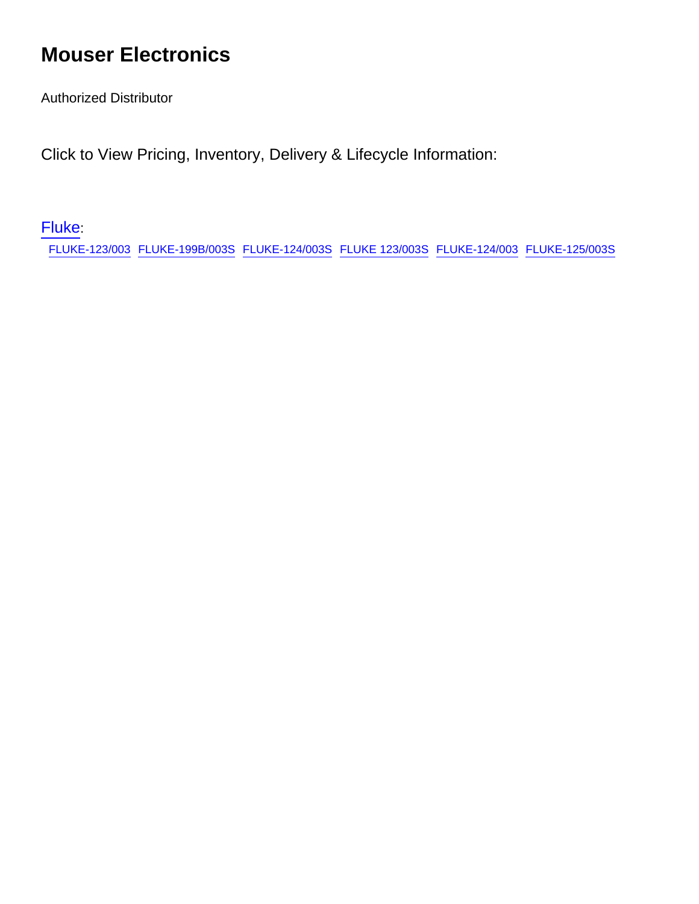# Mouser Electronics

Authorized Distributor

Click to View Pricing, Inventory, Delivery & Lifecycle Information:

Fluke:

FLUKE-123/003 FLUKE-199B/003S FLUKE-124/003S FLUKE 123/003S FLUKE-124/003 FLUKE-125/003S